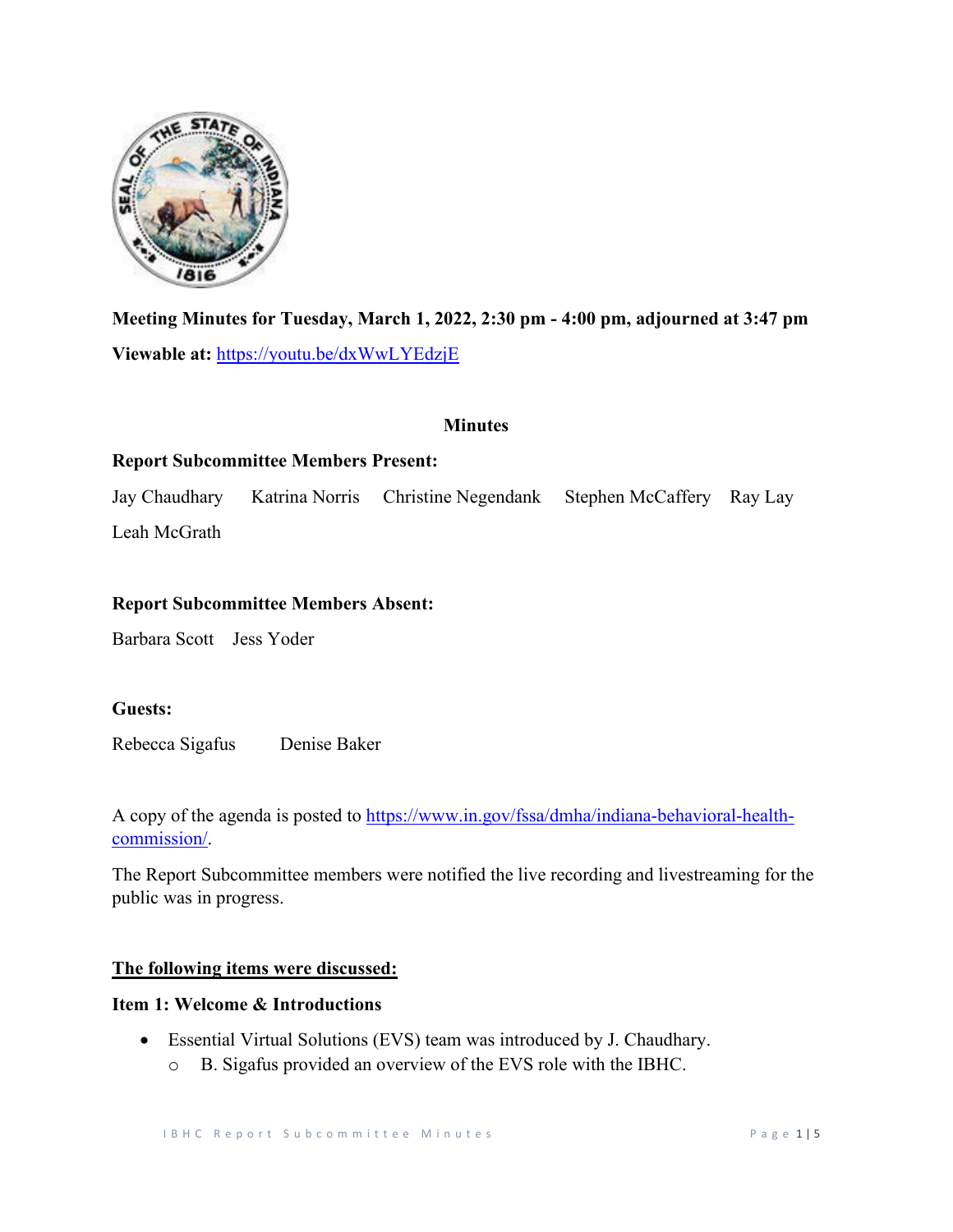**Meeting Minutes for Tuesday, March 1, 2022, 2:30 pm - 4:00 pm, adjourned at 3:47 pm**

**Viewable at:** https://youtu.be/dxWwLYEdzjE

## Minutes

**Report Subcommittee Members Present:**

Jay Chaudhary Katrina Norris Christine Negendank Stephen McCaffery Ray Lay Leah McGrath

**Report Subcommittee Members Absent:**

Barbara Scott Jess Yoder

**Guests:**

Rebecca Sigafus Denise Baker

A copy of the agenda is posted to https://www.in.gov/fssa/dmha/indiana-behavioral-health-commission/.

The Report Subcommittee members were notified the live recording and livestreaming for the public was in progress.

**The following items were discussed:**

**Item 1: Welcome & Introductions**

- Essential Virtual Solutions (EVS) team was introduced by J. Chaudhary.
  - B. Sigafus provided an overview of the EVS role with the IBHC.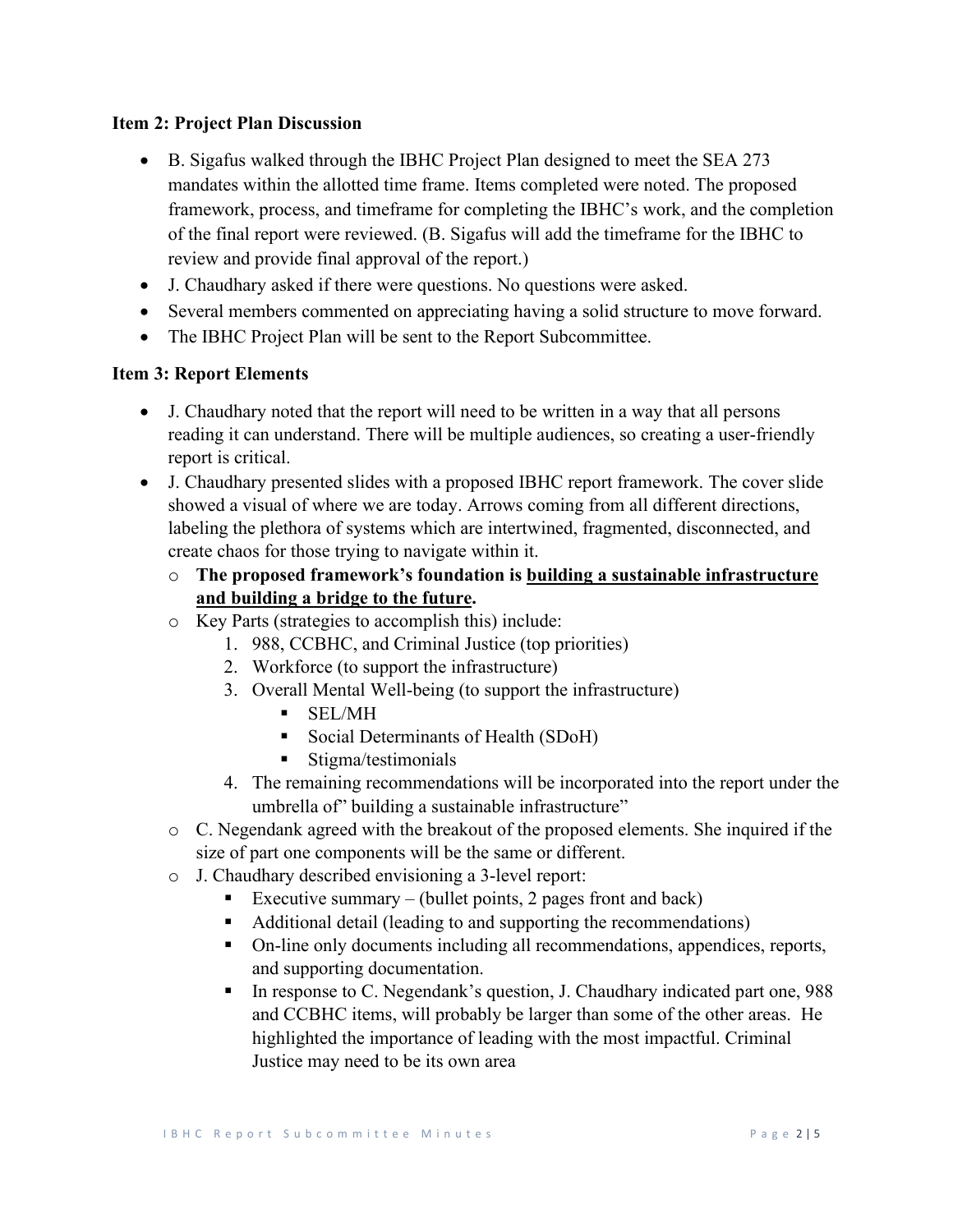### Item 2: Project Plan Discussion

- B. Sigafus walked through the IBHC Project Plan designed to meet the SEA 273 mandates within the allotted time frame. Items completed were noted. The proposed framework, process, and timeframe for completing the IBHC's work, and the completion of the final report were reviewed. (B. Sigafus will add the timeframe for the IBHC to review and provide final approval of the report.)
- J. Chaudhary asked if there were questions. No questions were asked.
- Several members commented on appreciating having a solid structure to move forward.
- The IBHC Project Plan will be sent to the Report Subcommittee.

### Item 3: Report Elements

- J. Chaudhary noted that the report will need to be written in a way that all persons reading it can understand. There will be multiple audiences, so creating a user-friendly report is critical.
- J. Chaudhary presented slides with a proposed IBHC report framework. The cover slide showed a visual of where we are today. Arrows coming from all different directions, labeling the plethora of systems which are intertwined, fragmented, disconnected, and create chaos for those trying to navigate within it.
  - **The proposed framework's foundation is <u>building a sustainable infrastructure and building a bridge to the future</u>.**
  - Key Parts (strategies to accomplish this) include:
    1. 988, CCBHC, and Criminal Justice (top priorities)
    2. Workforce (to support the infrastructure)
    3. Overall Mental Well-being (to support the infrastructure)
       - SEL/MH
       - Social Determinants of Health (SDoH)
       - Stigma/testimonials
    4. The remaining recommendations will be incorporated into the report under the umbrella of" building a sustainable infrastructure"
  - C. Negendank agreed with the breakout of the proposed elements. She inquired if the size of part one components will be the same or different.
  - J. Chaudhary described envisioning a 3-level report:
    - Executive summary – (bullet points, 2 pages front and back)
    - Additional detail (leading to and supporting the recommendations)
    - On-line only documents including all recommendations, appendices, reports, and supporting documentation.
    - In response to C. Negendank's question, J. Chaudhary indicated part one, 988 and CCBHC items, will probably be larger than some of the other areas. He highlighted the importance of leading with the most impactful. Criminal Justice may need to be its own area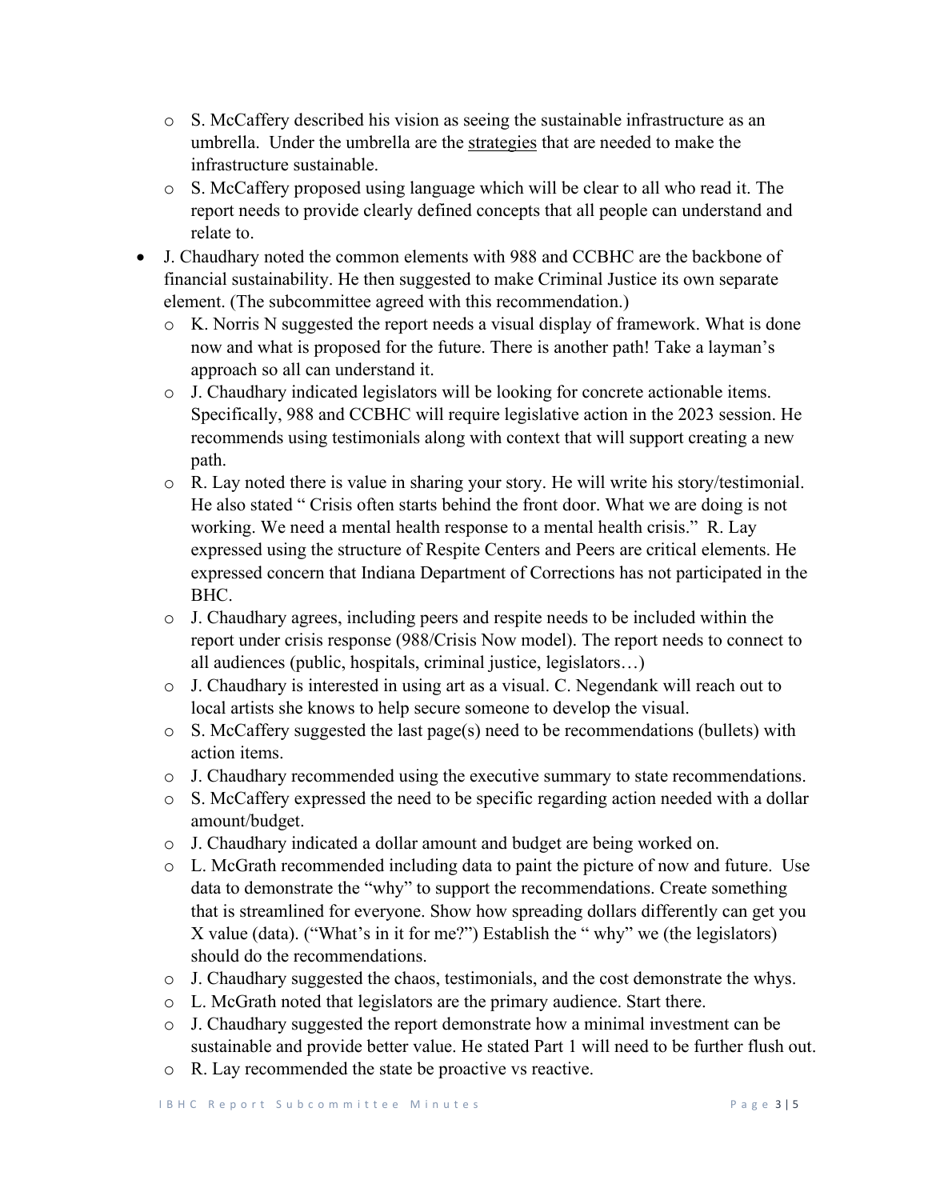- S. McCaffery described his vision as seeing the sustainable infrastructure as an umbrella. Under the umbrella are the strategies that are needed to make the infrastructure sustainable.
  - S. McCaffery proposed using language which will be clear to all who read it. The report needs to provide clearly defined concepts that all people can understand and relate to.
- J. Chaudhary noted the common elements with 988 and CCBHC are the backbone of financial sustainability. He then suggested to make Criminal Justice its own separate element. (The subcommittee agreed with this recommendation.)
  - K. Norris N suggested the report needs a visual display of framework. What is done now and what is proposed for the future. There is another path! Take a layman's approach so all can understand it.
  - J. Chaudhary indicated legislators will be looking for concrete actionable items. Specifically, 988 and CCBHC will require legislative action in the 2023 session. He recommends using testimonials along with context that will support creating a new path.
  - R. Lay noted there is value in sharing your story. He will write his story/testimonial. He also stated " Crisis often starts behind the front door. What we are doing is not working. We need a mental health response to a mental health crisis." R. Lay expressed using the structure of Respite Centers and Peers are critical elements. He expressed concern that Indiana Department of Corrections has not participated in the BHC.
  - J. Chaudhary agrees, including peers and respite needs to be included within the report under crisis response (988/Crisis Now model). The report needs to connect to all audiences (public, hospitals, criminal justice, legislators…)
  - J. Chaudhary is interested in using art as a visual. C. Negendank will reach out to local artists she knows to help secure someone to develop the visual.
  - S. McCaffery suggested the last page(s) need to be recommendations (bullets) with action items.
  - J. Chaudhary recommended using the executive summary to state recommendations.
  - S. McCaffery expressed the need to be specific regarding action needed with a dollar amount/budget.
  - J. Chaudhary indicated a dollar amount and budget are being worked on.
  - L. McGrath recommended including data to paint the picture of now and future. Use data to demonstrate the "why" to support the recommendations. Create something that is streamlined for everyone. Show how spreading dollars differently can get you X value (data). ("What's in it for me?") Establish the " why" we (the legislators) should do the recommendations.
  - J. Chaudhary suggested the chaos, testimonials, and the cost demonstrate the whys.
  - L. McGrath noted that legislators are the primary audience. Start there.
  - J. Chaudhary suggested the report demonstrate how a minimal investment can be sustainable and provide better value. He stated Part 1 will need to be further flush out.
  - R. Lay recommended the state be proactive vs reactive.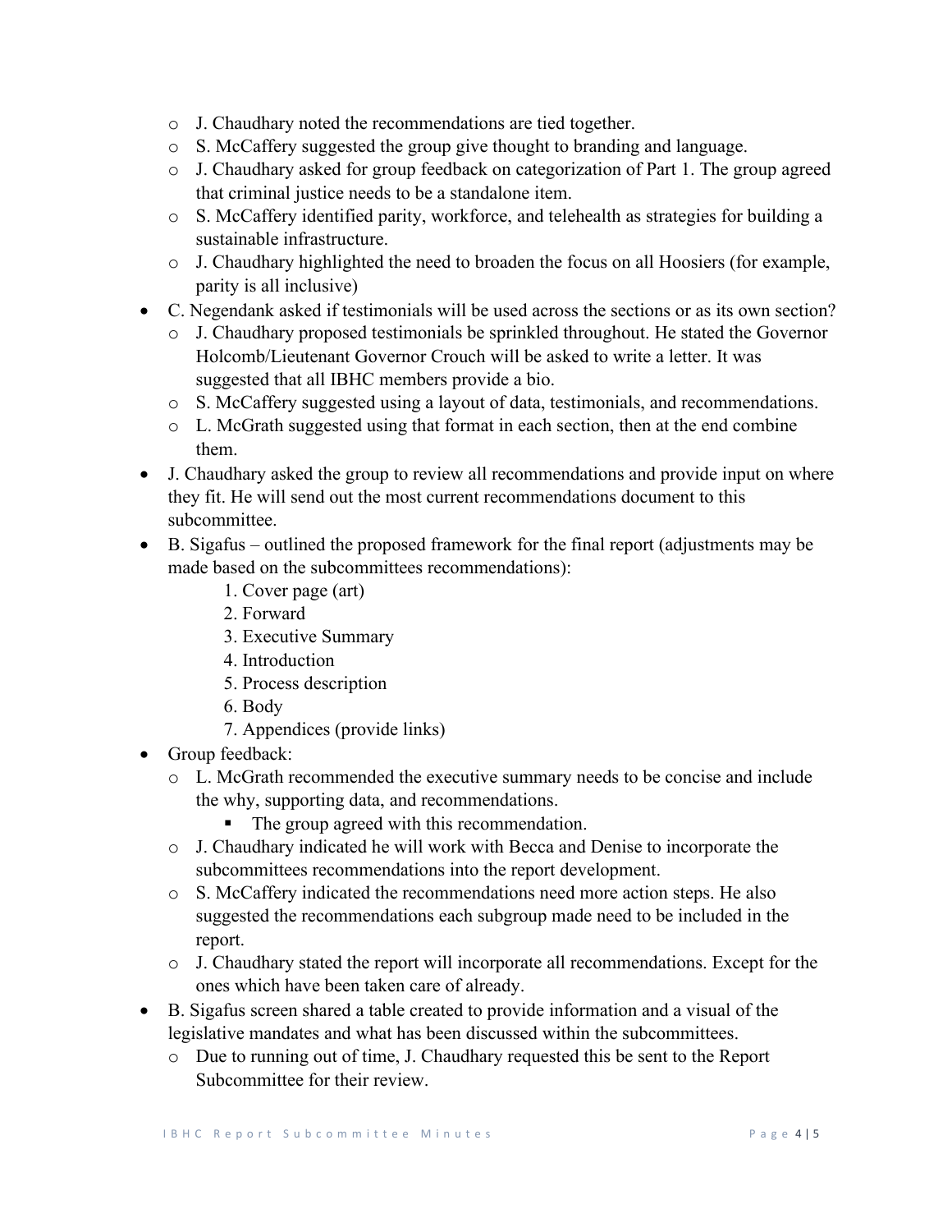- J. Chaudhary noted the recommendations are tied together.
  - S. McCaffery suggested the group give thought to branding and language.
  - J. Chaudhary asked for group feedback on categorization of Part 1. The group agreed that criminal justice needs to be a standalone item.
  - S. McCaffery identified parity, workforce, and telehealth as strategies for building a sustainable infrastructure.
  - J. Chaudhary highlighted the need to broaden the focus on all Hoosiers (for example, parity is all inclusive)
- C. Negendank asked if testimonials will be used across the sections or as its own section?
  - J. Chaudhary proposed testimonials be sprinkled throughout. He stated the Governor Holcomb/Lieutenant Governor Crouch will be asked to write a letter. It was suggested that all IBHC members provide a bio.
  - S. McCaffery suggested using a layout of data, testimonials, and recommendations.
  - L. McGrath suggested using that format in each section, then at the end combine them.
- J. Chaudhary asked the group to review all recommendations and provide input on where they fit. He will send out the most current recommendations document to this subcommittee.
- B. Sigafus – outlined the proposed framework for the final report (adjustments may be made based on the subcommittees recommendations):
  1. Cover page (art)
  2. Forward
  3. Executive Summary
  4. Introduction
  5. Process description
  6. Body
  7. Appendices (provide links)
- Group feedback:
  - L. McGrath recommended the executive summary needs to be concise and include the why, supporting data, and recommendations.
    - The group agreed with this recommendation.
  - J. Chaudhary indicated he will work with Becca and Denise to incorporate the subcommittees recommendations into the report development.
  - S. McCaffery indicated the recommendations need more action steps. He also suggested the recommendations each subgroup made need to be included in the report.
  - J. Chaudhary stated the report will incorporate all recommendations. Except for the ones which have been taken care of already.
- B. Sigafus screen shared a table created to provide information and a visual of the legislative mandates and what has been discussed within the subcommittees.
  - Due to running out of time, J. Chaudhary requested this be sent to the Report Subcommittee for their review.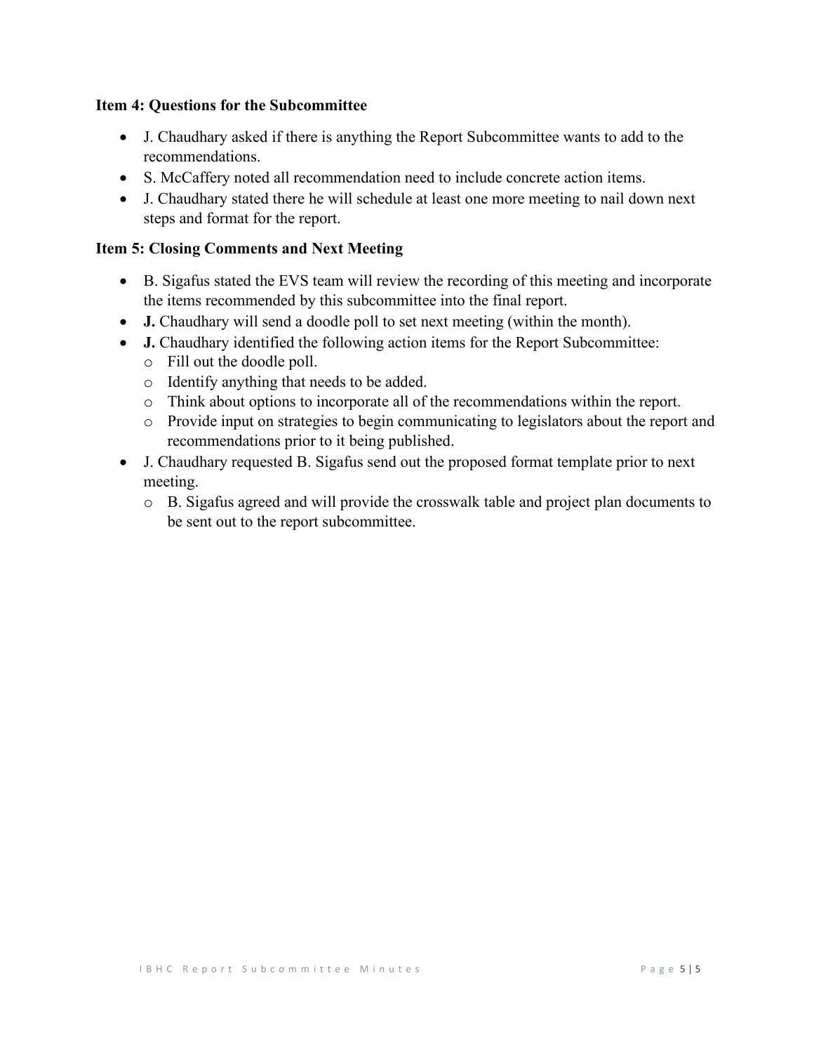**Item 4: Questions for the Subcommittee**

- J. Chaudhary asked if there is anything the Report Subcommittee wants to add to the recommendations.
- S. McCaffery noted all recommendation need to include concrete action items.
- J. Chaudhary stated there he will schedule at least one more meeting to nail down next steps and format for the report.

**Item 5: Closing Comments and Next Meeting**

- B. Sigafus stated the EVS team will review the recording of this meeting and incorporate the items recommended by this subcommittee into the final report.
- **J.** Chaudhary will send a doodle poll to set next meeting (within the month).
- **J.** Chaudhary identified the following action items for the Report Subcommittee:
  - Fill out the doodle poll.
  - Identify anything that needs to be added.
  - Think about options to incorporate all of the recommendations within the report.
  - Provide input on strategies to begin communicating to legislators about the report and recommendations prior to it being published.
- J. Chaudhary requested B. Sigafus send out the proposed format template prior to next meeting.
  - B. Sigafus agreed and will provide the crosswalk table and project plan documents to be sent out to the report subcommittee.